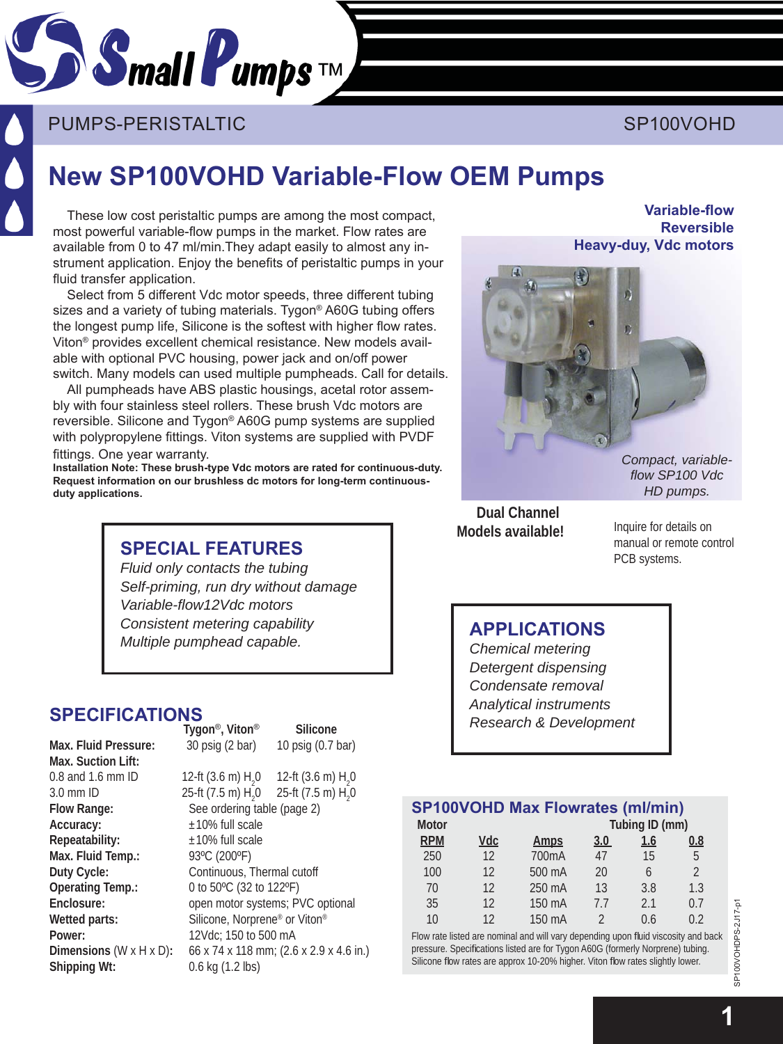Small Pumps™

PUMPS-PERISTALTIC SP100VOHD

# New SP100VOHD Variable-Flow OEM Pumps

These low cost peristaltic pumps are among the most compact, most powerful variable-flow pumps in the market. Flow rates are available from 0 to 47 ml/min.They adapt easily to almost any instrument application. Enjoy the benefits of peristaltic pumps in your fluid transfer application.

Select from 5 different Vdc motor speeds, three different tubing sizes and a variety of tubing materials. Tygon® A60G tubing offers the longest pump life, Silicone is the softest with higher flow rates. Viton® provides excellent chemical resistance. New models available with optional PVC housing, power jack and on/off power switch. Many models can used multiple pumpheads. Call for details.

All pumpheads have ABS plastic housings, acetal rotor assembly with four stainless steel rollers. These brush Vdc motors are reversible. Silicone and Tygon® A60G pump systems are supplied with polypropylene fittings. Viton systems are supplied with PVDF fittings. One year warranty.

**Installation Note: These brush-type Vdc motors are rated for continuous-duty. Request information on our brushless dc motors for long-term continuous-duty applications.**

**Variable-flow**
**Reversible**
**Heavy-duy, Vdc motors**

*Compact, variable-flow SP100 Vdc HD pumps.*

**Dual Channel Models available!**

Inquire for details on manual or remote control PCB systems.

## SPECIAL FEATURES

*Fluid only contacts the tubing*
*Self-priming, run dry without damage*
*Variable-flow12Vdc motors*
*Consistent metering capability*
*Multiple pumphead capable.*

## APPLICATIONS

*Chemical metering*
*Detergent dispensing*
*Condensate removal*
*Analytical instruments*
*Research & Development*

## SPECIFICATIONS

| | Tygon®, Viton® | Silicone |
|---|---|---|
| **Max. Fluid Pressure:** | 30 psig (2 bar) | 10 psig (0.7 bar) |
| **Max. Suction Lift:** | | |
| 0.8 and 1.6 mm ID | 12-ft (3.6 m) $H_20$ | 12-ft (3.6 m) $H_20$ |
| 3.0 mm ID | 25-ft (7.5 m) $H_20$ | 25-ft (7.5 m) $H_20$ |
| **Flow Range:** | See ordering table (page 2) | |
| **Accuracy:** | ±10% full scale | |
| **Repeatability:** | ±10% full scale | |
| **Max. Fluid Temp.:** | 93ºC (200ºF) | |
| **Duty Cycle:** | Continuous, Thermal cutoff | |
| **Operating Temp.:** | 0 to 50ºC (32 to 122ºF) | |
| **Enclosure:** | open motor systems; PVC optional | |
| **Wetted parts:** | Silicone, Norprene® or Viton® | |
| **Power:** | 12Vdc; 150 to 500 mA | |
| **Dimensions** (W x H x D): | 66 x 74 x 118 mm; (2.6 x 2.9 x 4.6 in.) | |
| **Shipping Wt:** | 0.6 kg (1.2 lbs) | |

## SP100VOHD Max Flowrates (ml/min)

| Motor | | | Tubing ID (mm) | | |
|---|---|---|---|---|---|
| RPM | Vdc | Amps | 3.0 | 1.6 | 0.8 |
| 250 | 12 | 700mA | 47 | 15 | 5 |
| 100 | 12 | 500 mA | 20 | 6 | 2 |
| 70 | 12 | 250 mA | 13 | 3.8 | 1.3 |
| 35 | 12 | 150 mA | 7.7 | 2.1 | 0.7 |
| 10 | 12 | 150 mA | 2 | 0.6 | 0.2 |

Flow rate listed are nominal and will vary depending upon fluid viscosity and back pressure. Specifications listed are for Tygon A60G (formerly Norprene) tubing. Silicone flow rates are approx 10-20% higher. Viton flow rates slightly lower.

SP100VOHDPS-2J17-p1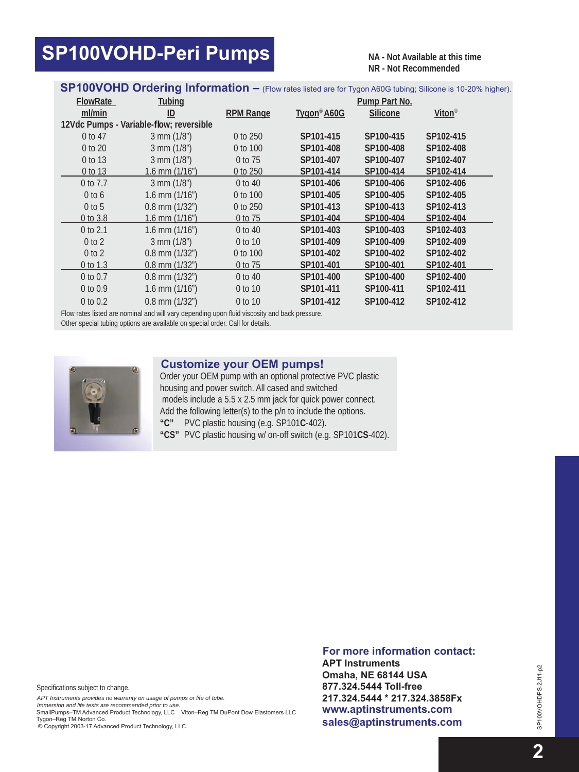# SP100VOHD-Peri Pumps

NA - Not Available at this time
NR - Not Recommended

## SP100VOHD Ordering Information – (Flow rates listed are for Tygon A60G tubing; Silicone is 10-20% higher).

| FlowRate ml/min | Tubing ID | RPM Range | Pump Part No. Tygon® A60G | Silicone | Viton® |
|---|---|---|---|---|---|
| **12Vdc Pumps - Variable-flow; reversible** | | | | | |
| 0 to 47 | 3 mm (1/8") | 0 to 250 | **SP101-415** | **SP100-415** | **SP102-415** |
| 0 to 20 | 3 mm (1/8") | 0 to 100 | **SP101-408** | **SP100-408** | **SP102-408** |
| 0 to 13 | 3 mm (1/8") | 0 to 75 | **SP101-407** | **SP100-407** | **SP102-407** |
| 0 to 13 | 1.6 mm (1/16") | 0 to 250 | **SP101-414** | **SP100-414** | **SP102-414** |
| 0 to 7.7 | 3 mm (1/8") | 0 to 40 | **SP101-406** | **SP100-406** | **SP102-406** |
| 0 to 6 | 1.6 mm (1/16") | 0 to 100 | **SP101-405** | **SP100-405** | **SP102-405** |
| 0 to 5 | 0.8 mm (1/32") | 0 to 250 | **SP101-413** | **SP100-413** | **SP102-413** |
| 0 to 3.8 | 1.6 mm (1/16") | 0 to 75 | **SP101-404** | **SP100-404** | **SP102-404** |
| 0 to 2.1 | 1.6 mm (1/16") | 0 to 40 | **SP101-403** | **SP100-403** | **SP102-403** |
| 0 to 2 | 3 mm (1/8") | 0 to 10 | **SP101-409** | **SP100-409** | **SP102-409** |
| 0 to 2 | 0.8 mm (1/32") | 0 to 100 | **SP101-402** | **SP100-402** | **SP102-402** |
| 0 to 1.3 | 0.8 mm (1/32") | 0 to 75 | **SP101-401** | **SP100-401** | **SP102-401** |
| 0 to 0.7 | 0.8 mm (1/32") | 0 to 40 | **SP101-400** | **SP100-400** | **SP102-400** |
| 0 to 0.9 | 1.6 mm (1/16") | 0 to 10 | **SP101-411** | **SP100-411** | **SP102-411** |
| 0 to 0.2 | 0.8 mm (1/32") | 0 to 10 | **SP101-412** | **SP100-412** | **SP102-412** |

Flow rates listed are nominal and will vary depending upon fluid viscosity and back pressure.
Other special tubing options are available on special order. Call for details.

## Customize your OEM pumps!

Order your OEM pump with an optional protective PVC plastic housing and power switch. All cased and switched models include a 5.5 x 2.5 mm jack for quick power connect.
Add the following letter(s) to the p/n to include the options.

**"C"** PVC plastic housing (e.g. SP101**C**-402).
**"CS"** PVC plastic housing w/ on-off switch (e.g. SP101**CS**-402).

Specifications subject to change.

*APT Instruments provides no warranty on usage of pumps or life of tube. Immersion and life tests are recommended prior to use.*
SmallPumps–TM Advanced Product Technology, LLC Viton–Reg TM DuPont Dow Elastomers LLC
Tygon–Reg TM Norton Co.
© Copyright 2003-17 Advanced Product Technology, LLC.

### For more information contact:

**APT Instruments**
**Omaha, NE 68144 USA**
**877.324.5444 Toll-free**
**217.324.5444 * 217.324.3858Fx**
**www.aptinstruments.com**
**sales@aptinstruments.com**

SP100VOHDPS-2J11-p2